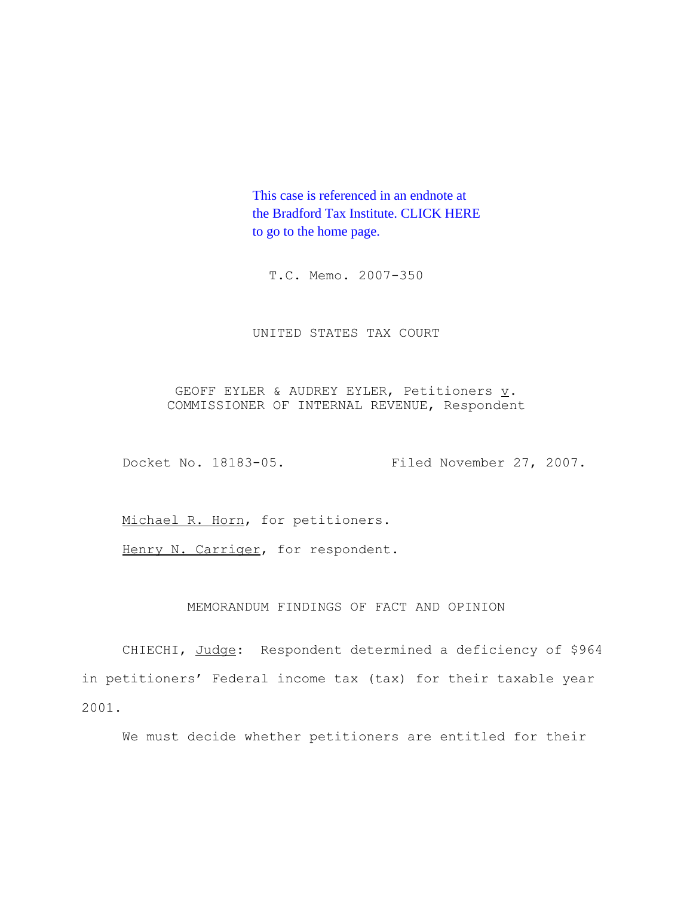This case is referenced in an endnote at the Bradford Tax Institute. CLICK HERE to go to the home page.

T.C. Memo. 2007-350

UNITED STATES TAX COURT

GEOFF EYLER & AUDREY EYLER, Petitioners *v*. COMMISSIONER OF INTERNAL REVENUE, Respondent

Docket No. 18183-05. Filed November 27, 2007.

Michael R. Horn, for petitioners.

Henry N. Carriger, for respondent.

MEMORANDUM FINDINGS OF FACT AND OPINION

CHIECHI, *Judge*: Respondent determined a deficiency of $964 in petitioners' Federal income tax (tax) for their taxable year 2001.

We must decide whether petitioners are entitled for their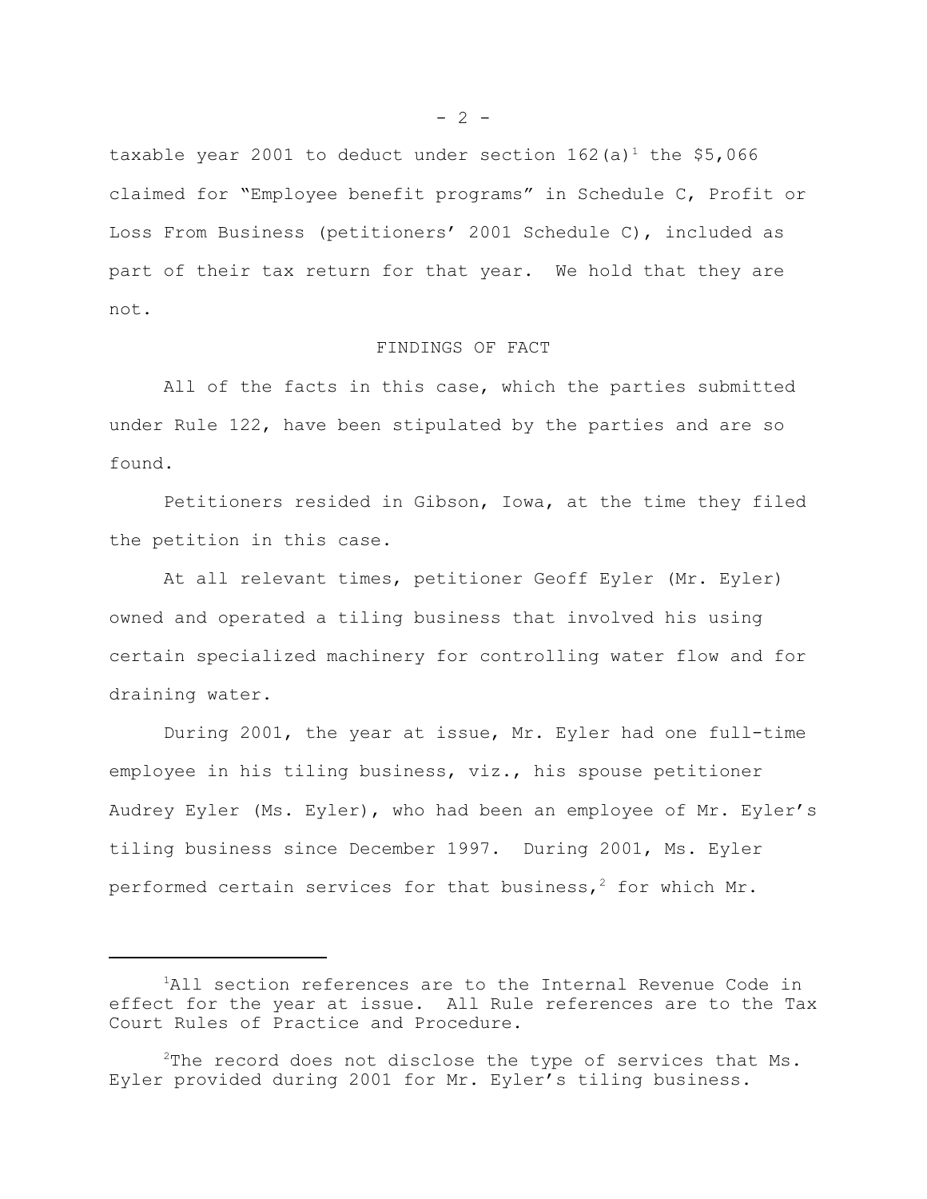taxable year 2001 to deduct under section 162(a)[1] the $5,066 claimed for "Employee benefit programs" in Schedule C, Profit or Loss From Business (petitioners' 2001 Schedule C), included as part of their tax return for that year. We hold that they are not.

## FINDINGS OF FACT

All of the facts in this case, which the parties submitted under Rule 122, have been stipulated by the parties and are so found.

Petitioners resided in Gibson, Iowa, at the time they filed the petition in this case.

At all relevant times, petitioner Geoff Eyler (Mr. Eyler) owned and operated a tiling business that involved his using certain specialized machinery for controlling water flow and for draining water.

During 2001, the year at issue, Mr. Eyler had one full-time employee in his tiling business, viz., his spouse petitioner Audrey Eyler (Ms. Eyler), who had been an employee of Mr. Eyler's tiling business since December 1997. During 2001, Ms. Eyler performed certain services for that business,[2] for which Mr.

---

[1] All section references are to the Internal Revenue Code in effect for the year at issue. All Rule references are to the Tax Court Rules of Practice and Procedure.

[2] The record does not disclose the type of services that Ms. Eyler provided during 2001 for Mr. Eyler's tiling business.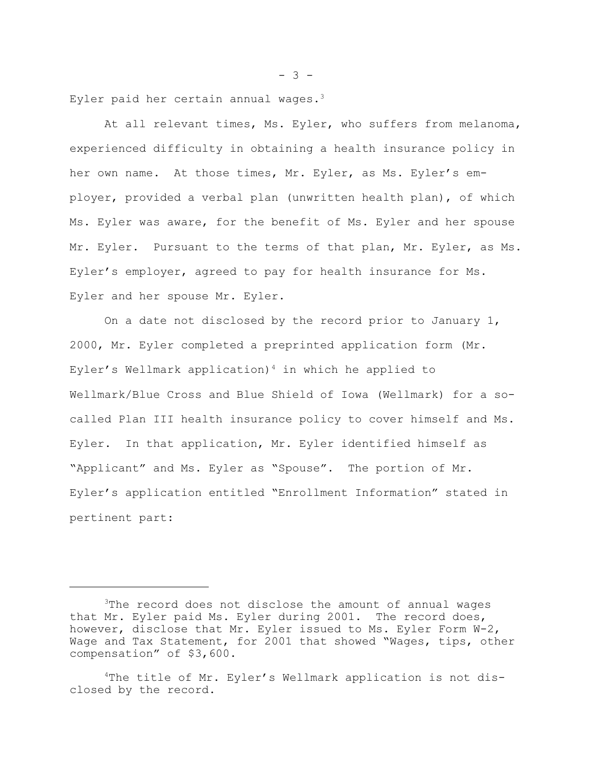Eyler paid her certain annual wages.[3]

At all relevant times, Ms. Eyler, who suffers from melanoma, experienced difficulty in obtaining a health insurance policy in her own name. At those times, Mr. Eyler, as Ms. Eyler's employer, provided a verbal plan (unwritten health plan), of which Ms. Eyler was aware, for the benefit of Ms. Eyler and her spouse Mr. Eyler. Pursuant to the terms of that plan, Mr. Eyler, as Ms. Eyler's employer, agreed to pay for health insurance for Ms. Eyler and her spouse Mr. Eyler.

On a date not disclosed by the record prior to January 1, 2000, Mr. Eyler completed a preprinted application form (Mr. Eyler's Wellmark application)[4] in which he applied to Wellmark/Blue Cross and Blue Shield of Iowa (Wellmark) for a so-called Plan III health insurance policy to cover himself and Ms. Eyler. In that application, Mr. Eyler identified himself as "Applicant" and Ms. Eyler as "Spouse". The portion of Mr. Eyler's application entitled "Enrollment Information" stated in pertinent part:

---

[3]The record does not disclose the amount of annual wages that Mr. Eyler paid Ms. Eyler during 2001. The record does, however, disclose that Mr. Eyler issued to Ms. Eyler Form W-2, Wage and Tax Statement, for 2001 that showed "Wages, tips, other compensation" of $3,600.

[4]The title of Mr. Eyler's Wellmark application is not disclosed by the record.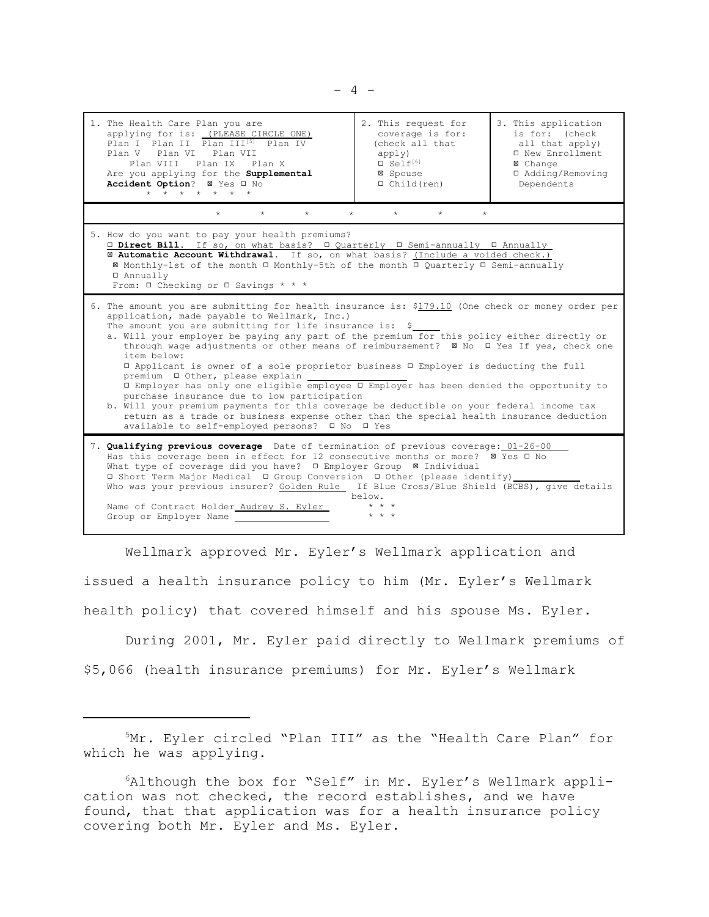| 1. The Health Care Plan you are applying for is: (PLEASE CIRCLE ONE) Plan I Plan II Plan III[5] Plan IV Plan V Plan VI Plan VII Plan VIII Plan IX Plan X Are you applying for the **Supplemental Accident Option**? ☒ Yes ☐ No * * * * * * * * | 2. This request for coverage is for: (check all that apply) ☐ Self[6] ☒ Spouse ☐ Child(ren) | 3. This application is for: (check all that apply) ☐ New Enrollment ☒ Change ☐ Adding/Removing Dependents |
|---|---|---|
| * * * * * * * | | |
| 5. How do you want to pay your health premiums? ☐ **Direct Bill.** If so, on what basis? ☐ Quarterly ☐ Semi-annually ☐ Annually ☒ **Automatic Account Withdrawal.** If so, on what basis? (Include a voided check.) ☒ Monthly-1st of the month ☐ Monthly-5th of the month ☐ Quarterly ☐ Semi-annually ☐ Annually From: ☐ Checking or ☐ Savings * * * | | |
| 6. The amount you are submitting for health insurance is: $179.10 (One check or money order per application, made payable to Wellmark, Inc.) The amount you are submitting for life insurance is: $____ a. Will your employer be paying any part of the premium for this policy either directly or through wage adjustments or other means of reimbursement? ☒ No ☐ Yes If yes, check one item below: ☐ Applicant is owner of a sole proprietor business ☐ Employer is deducting the full premium ☐ Other, please explain ____ ☐ Employer has only one eligible employee ☐ Employer has been denied the opportunity to purchase insurance due to low participation b. Will your premium payments for this coverage be deductible on your federal income tax return as a trade or business expense other than the special health insurance deduction available to self-employed persons? ☐ No ☐ Yes | | |
| 7. **Qualifying previous coverage** Date of termination of previous coverage: 01-26-00 Has this coverage been in effect for 12 consecutive months or more? ☒ Yes ☐ No What type of coverage did you have? ☐ Employer Group ☒ Individual ☐ Short Term Major Medical ☐ Group Conversion ☐ Other (please identify)____ Who was your previous insurer? Golden Rule If Blue Cross/Blue Shield (BCBS), give details below. Name of Contract Holder Audrey S. Eyler * * * Group or Employer Name ____ * * * | | |

Wellmark approved Mr. Eyler's Wellmark application and issued a health insurance policy to him (Mr. Eyler's Wellmark health policy) that covered himself and his spouse Ms. Eyler.

During 2001, Mr. Eyler paid directly to Wellmark premiums of $5,066 (health insurance premiums) for Mr. Eyler's Wellmark

---

[5] Mr. Eyler circled "Plan III" as the "Health Care Plan" for which he was applying.

[6] Although the box for "Self" in Mr. Eyler's Wellmark application was not checked, the record establishes, and we have found, that that application was for a health insurance policy covering both Mr. Eyler and Ms. Eyler.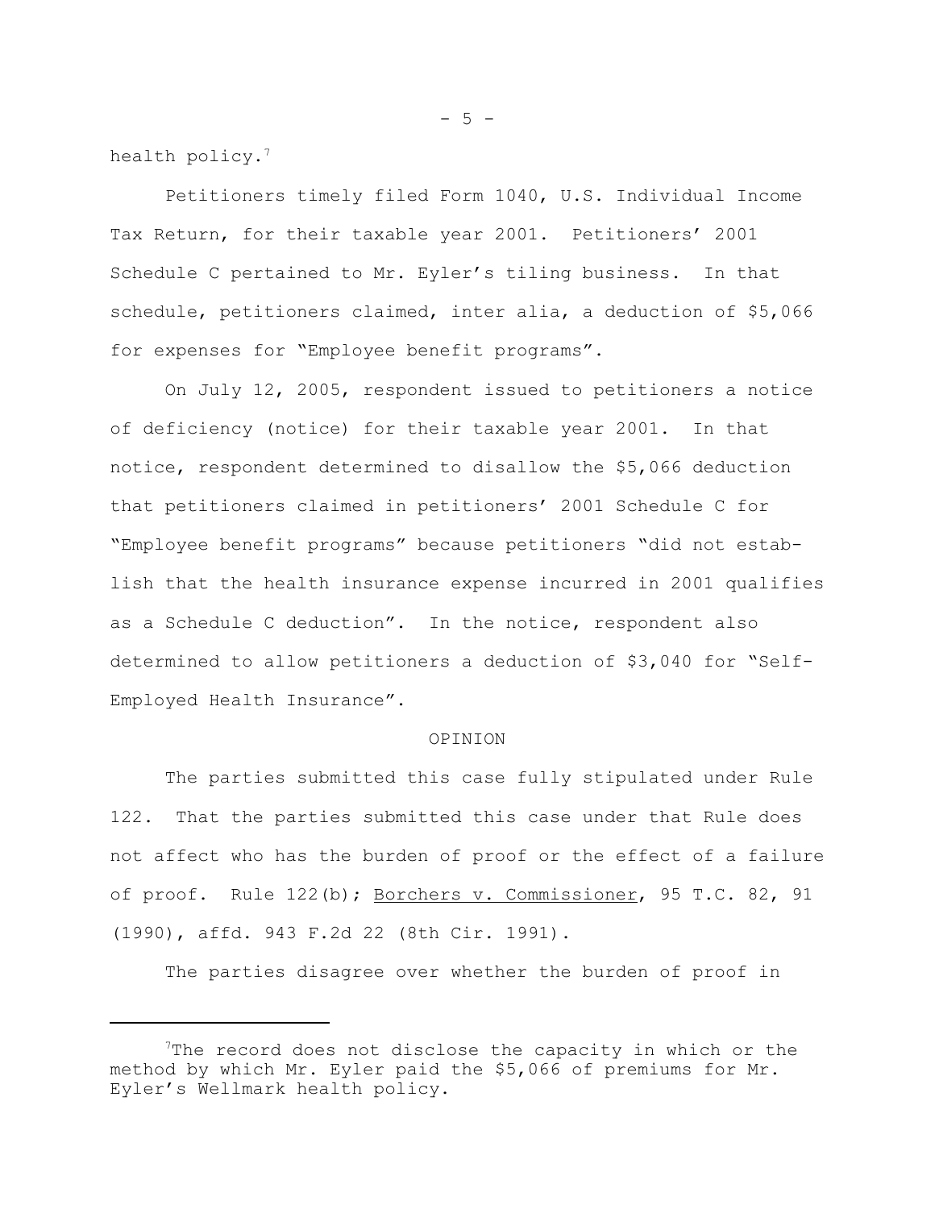health policy.[7]

Petitioners timely filed Form 1040, U.S. Individual Income Tax Return, for their taxable year 2001. Petitioners' 2001 Schedule C pertained to Mr. Eyler's tiling business. In that schedule, petitioners claimed, inter alia, a deduction of $5,066 for expenses for "Employee benefit programs".

On July 12, 2005, respondent issued to petitioners a notice of deficiency (notice) for their taxable year 2001. In that notice, respondent determined to disallow the $5,066 deduction that petitioners claimed in petitioners' 2001 Schedule C for "Employee benefit programs" because petitioners "did not establish that the health insurance expense incurred in 2001 qualifies as a Schedule C deduction". In the notice, respondent also determined to allow petitioners a deduction of $3,040 for "Self-Employed Health Insurance".

OPINION

The parties submitted this case fully stipulated under Rule 122. That the parties submitted this case under that Rule does not affect who has the burden of proof or the effect of a failure of proof. Rule 122(b); Borchers v. Commissioner, 95 T.C. 82, 91 (1990), affd. 943 F.2d 22 (8th Cir. 1991).

The parties disagree over whether the burden of proof in

---

[7]The record does not disclose the capacity in which or the method by which Mr. Eyler paid the $5,066 of premiums for Mr. Eyler's Wellmark health policy.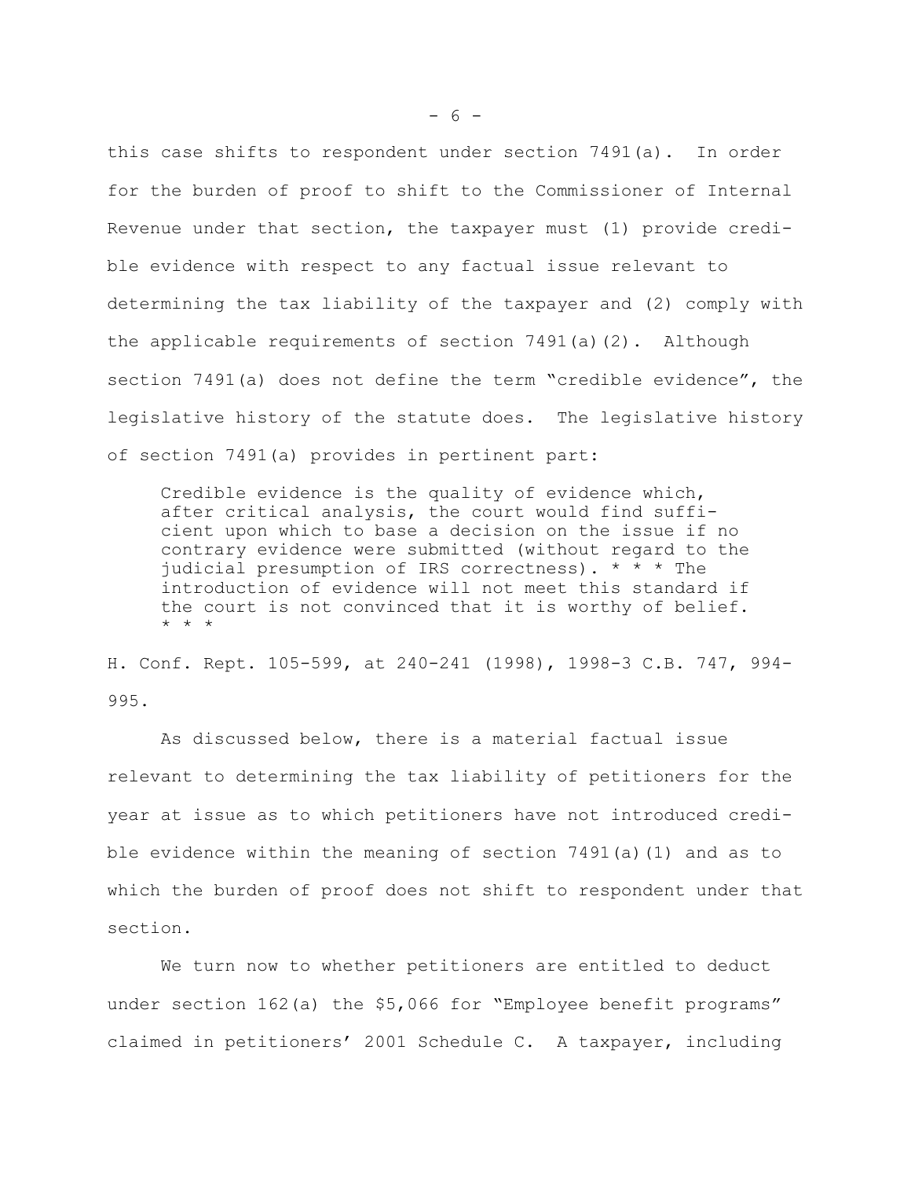this case shifts to respondent under section 7491(a). In order for the burden of proof to shift to the Commissioner of Internal Revenue under that section, the taxpayer must (1) provide credible evidence with respect to any factual issue relevant to determining the tax liability of the taxpayer and (2) comply with the applicable requirements of section 7491(a)(2). Although section 7491(a) does not define the term "credible evidence", the legislative history of the statute does. The legislative history of section 7491(a) provides in pertinent part:

> Credible evidence is the quality of evidence which, after critical analysis, the court would find sufficient upon which to base a decision on the issue if no contrary evidence were submitted (without regard to the judicial presumption of IRS correctness). * * * The introduction of evidence will not meet this standard if the court is not convinced that it is worthy of belief. * * *

H. Conf. Rept. 105-599, at 240-241 (1998), 1998-3 C.B. 747, 994-995.

As discussed below, there is a material factual issue relevant to determining the tax liability of petitioners for the year at issue as to which petitioners have not introduced credible evidence within the meaning of section 7491(a)(1) and as to which the burden of proof does not shift to respondent under that section.

We turn now to whether petitioners are entitled to deduct under section 162(a) the $5,066 for "Employee benefit programs" claimed in petitioners' 2001 Schedule C. A taxpayer, including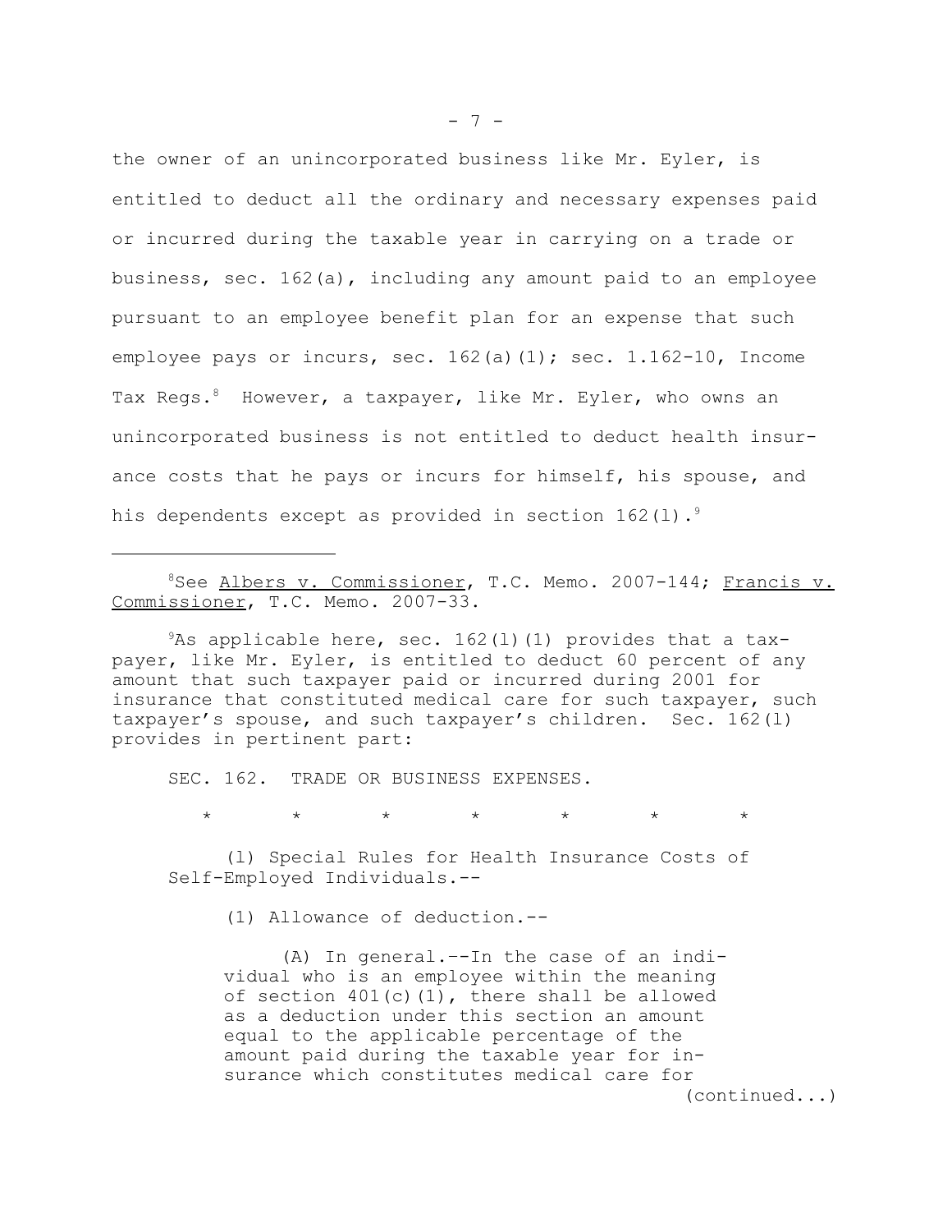the owner of an unincorporated business like Mr. Eyler, is entitled to deduct all the ordinary and necessary expenses paid or incurred during the taxable year in carrying on a trade or business, sec. 162(a), including any amount paid to an employee pursuant to an employee benefit plan for an expense that such employee pays or incurs, sec. 162(a)(1); sec. 1.162-10, Income Tax Regs.[8] However, a taxpayer, like Mr. Eyler, who owns an unincorporated business is not entitled to deduct health insurance costs that he pays or incurs for himself, his spouse, and his dependents except as provided in section 162(l).[9]

---

[8]See Albers v. Commissioner, T.C. Memo. 2007-144; Francis v. Commissioner, T.C. Memo. 2007-33.

[9]As applicable here, sec. 162(l)(1) provides that a taxpayer, like Mr. Eyler, is entitled to deduct 60 percent of any amount that such taxpayer paid or incurred during 2001 for insurance that constituted medical care for such taxpayer, such taxpayer's spouse, and such taxpayer's children. Sec. 162(l) provides in pertinent part:

> SEC. 162. TRADE OR BUSINESS EXPENSES.
>
> \* \* \* \* \* \* \*
>
> (l) Special Rules for Health Insurance Costs of Self-Employed Individuals.--
>
> (1) Allowance of deduction.--
>
> (A) In general.--In the case of an individual who is an employee within the meaning of section 401(c)(1), there shall be allowed as a deduction under this section an amount equal to the applicable percentage of the amount paid during the taxable year for insurance which constitutes medical care for

(continued...)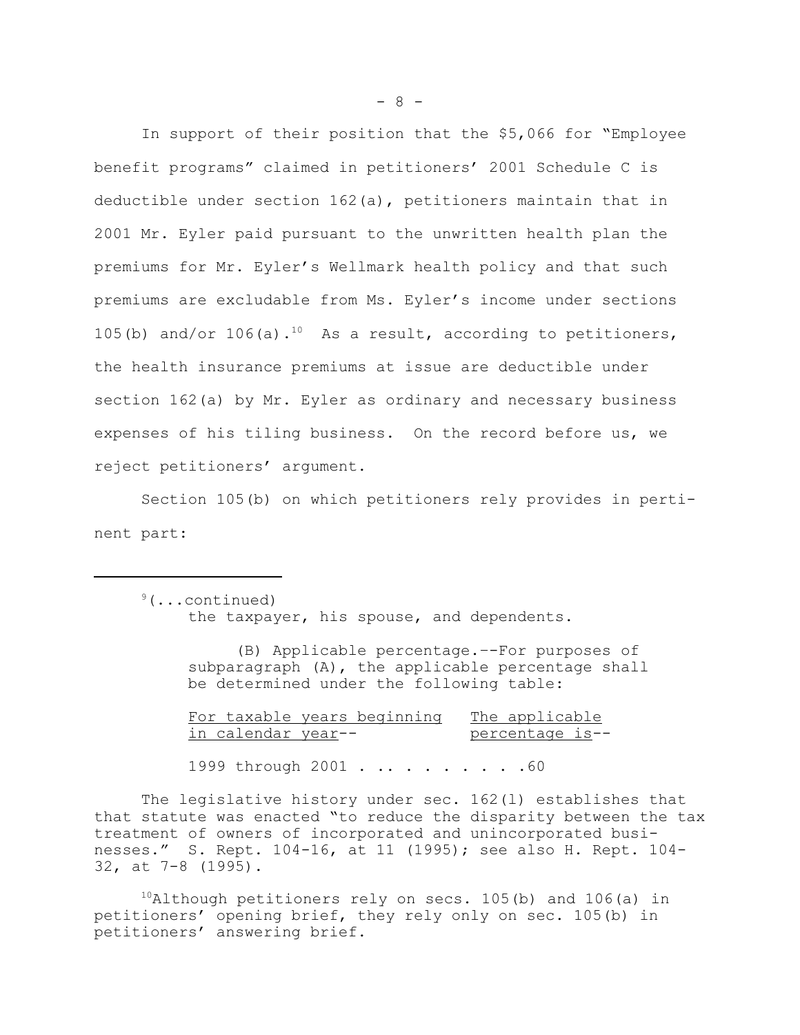In support of their position that the $5,066 for "Employee benefit programs" claimed in petitioners' 2001 Schedule C is deductible under section 162(a), petitioners maintain that in 2001 Mr. Eyler paid pursuant to the unwritten health plan the premiums for Mr. Eyler's Wellmark health policy and that such premiums are excludable from Ms. Eyler's income under sections 105(b) and/or 106(a).[10] As a result, according to petitioners, the health insurance premiums at issue are deductible under section 162(a) by Mr. Eyler as ordinary and necessary business expenses of his tiling business. On the record before us, we reject petitioners' argument.

Section 105(b) on which petitioners rely provides in pertinent part:

---

[9](...continued)
the taxpayer, his spouse, and dependents.

> (B) Applicable percentage.--For purposes of subparagraph (A), the applicable percentage shall be determined under the following table:

| For taxable years beginning in calendar year-- | The applicable percentage is-- |
|---|---|
| 1999 through 2001 | .60 |

The legislative history under sec. 162(l) establishes that that statute was enacted "to reduce the disparity between the tax treatment of owners of incorporated and unincorporated businesses." S. Rept. 104-16, at 11 (1995); see also H. Rept. 104-32, at 7-8 (1995).

[10]Although petitioners rely on secs. 105(b) and 106(a) in petitioners' opening brief, they rely only on sec. 105(b) in petitioners' answering brief.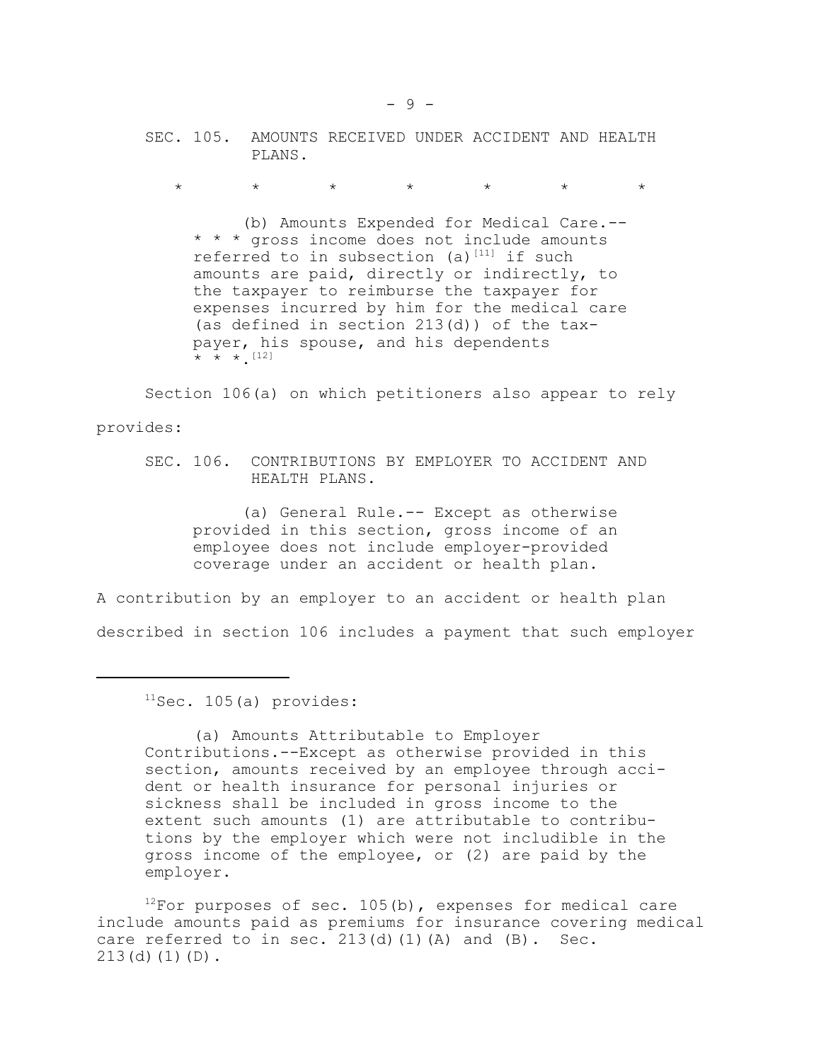SEC. 105. AMOUNTS RECEIVED UNDER ACCIDENT AND HEALTH PLANS.

\* \* \* \* \* \* \*

> (b) Amounts Expended for Medical Care.-- \* \* \* gross income does not include amounts referred to in subsection (a)[11] if such amounts are paid, directly or indirectly, to the taxpayer to reimburse the taxpayer for expenses incurred by him for the medical care (as defined in section 213(d)) of the taxpayer, his spouse, and his dependents \* \* \*.[12]

Section 106(a) on which petitioners also appear to rely provides:

SEC. 106. CONTRIBUTIONS BY EMPLOYER TO ACCIDENT AND HEALTH PLANS.

> (a) General Rule.-- Except as otherwise provided in this section, gross income of an employee does not include employer-provided coverage under an accident or health plan.

A contribution by an employer to an accident or health plan described in section 106 includes a payment that such employer

---

[11] Sec. 105(a) provides:

> (a) Amounts Attributable to Employer Contributions.--Except as otherwise provided in this section, amounts received by an employee through accident or health insurance for personal injuries or sickness shall be included in gross income to the extent such amounts (1) are attributable to contributions by the employer which were not includible in the gross income of the employee, or (2) are paid by the employer.

[12] For purposes of sec. 105(b), expenses for medical care include amounts paid as premiums for insurance covering medical care referred to in sec. 213(d)(1)(A) and (B). Sec. 213(d)(1)(D).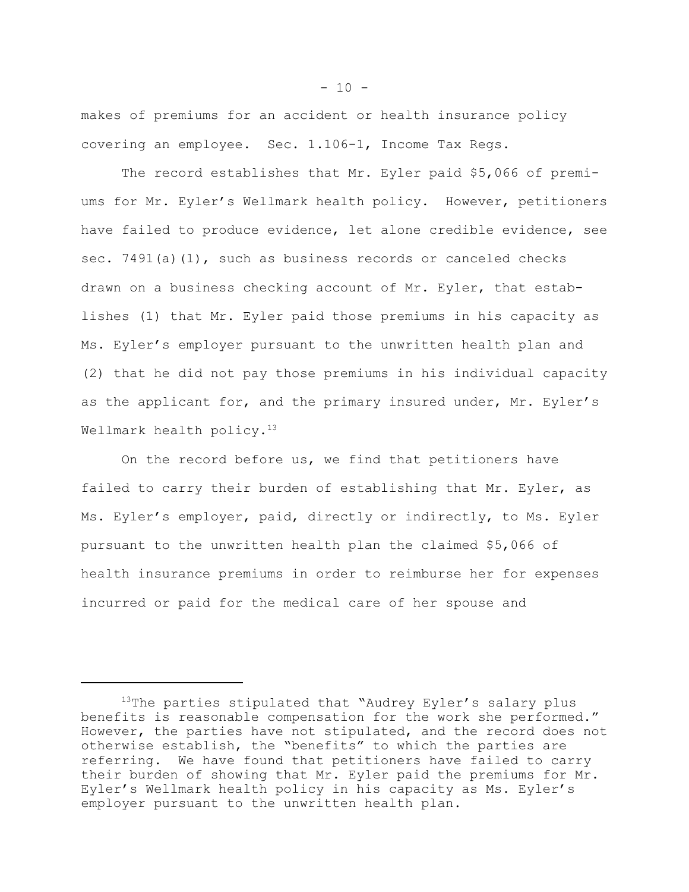makes of premiums for an accident or health insurance policy covering an employee. Sec. 1.106-1, Income Tax Regs.

The record establishes that Mr. Eyler paid $5,066 of premiums for Mr. Eyler's Wellmark health policy. However, petitioners have failed to produce evidence, let alone credible evidence, see sec. 7491(a)(1), such as business records or canceled checks drawn on a business checking account of Mr. Eyler, that establishes (1) that Mr. Eyler paid those premiums in his capacity as Ms. Eyler's employer pursuant to the unwritten health plan and (2) that he did not pay those premiums in his individual capacity as the applicant for, and the primary insured under, Mr. Eyler's Wellmark health policy.[13]

On the record before us, we find that petitioners have failed to carry their burden of establishing that Mr. Eyler, as Ms. Eyler's employer, paid, directly or indirectly, to Ms. Eyler pursuant to the unwritten health plan the claimed $5,066 of health insurance premiums in order to reimburse her for expenses incurred or paid for the medical care of her spouse and

---

[13]The parties stipulated that "Audrey Eyler's salary plus benefits is reasonable compensation for the work she performed." However, the parties have not stipulated, and the record does not otherwise establish, the "benefits" to which the parties are referring. We have found that petitioners have failed to carry their burden of showing that Mr. Eyler paid the premiums for Mr. Eyler's Wellmark health policy in his capacity as Ms. Eyler's employer pursuant to the unwritten health plan.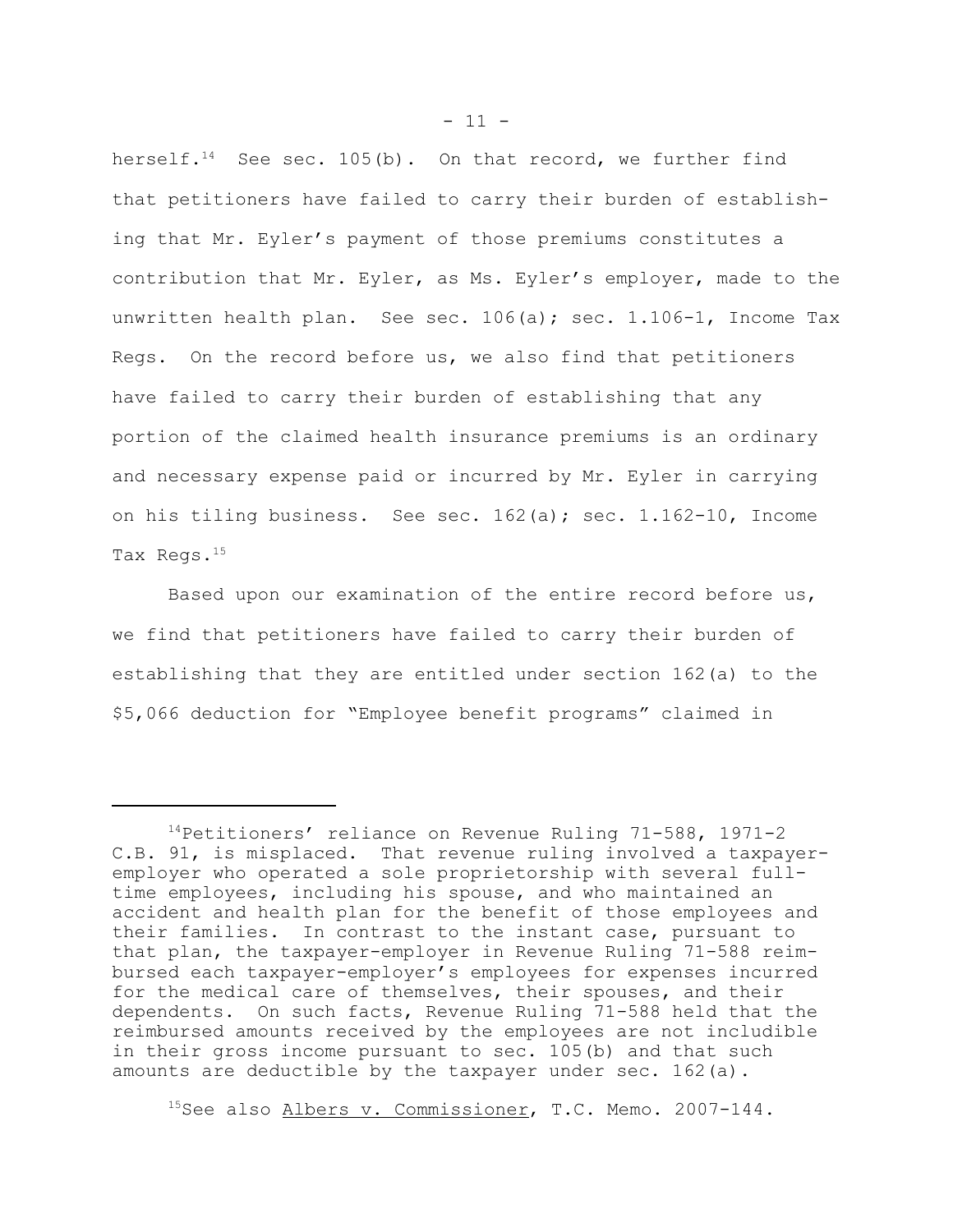herself.[14] See sec. 105(b). On that record, we further find that petitioners have failed to carry their burden of establishing that Mr. Eyler's payment of those premiums constitutes a contribution that Mr. Eyler, as Ms. Eyler's employer, made to the unwritten health plan. See sec. 106(a); sec. 1.106-1, Income Tax Regs. On the record before us, we also find that petitioners have failed to carry their burden of establishing that any portion of the claimed health insurance premiums is an ordinary and necessary expense paid or incurred by Mr. Eyler in carrying on his tiling business. See sec. 162(a); sec. 1.162-10, Income Tax Regs.[15]

Based upon our examination of the entire record before us, we find that petitioners have failed to carry their burden of establishing that they are entitled under section 162(a) to the $5,066 deduction for "Employee benefit programs" claimed in

---

[14]Petitioners' reliance on Revenue Ruling 71-588, 1971-2 C.B. 91, is misplaced. That revenue ruling involved a taxpayer-employer who operated a sole proprietorship with several full-time employees, including his spouse, and who maintained an accident and health plan for the benefit of those employees and their families. In contrast to the instant case, pursuant to that plan, the taxpayer-employer in Revenue Ruling 71-588 reimbursed each taxpayer-employer's employees for expenses incurred for the medical care of themselves, their spouses, and their dependents. On such facts, Revenue Ruling 71-588 held that the reimbursed amounts received by the employees are not includible in their gross income pursuant to sec. 105(b) and that such amounts are deductible by the taxpayer under sec. 162(a).

[15]See also Albers v. Commissioner, T.C. Memo. 2007-144.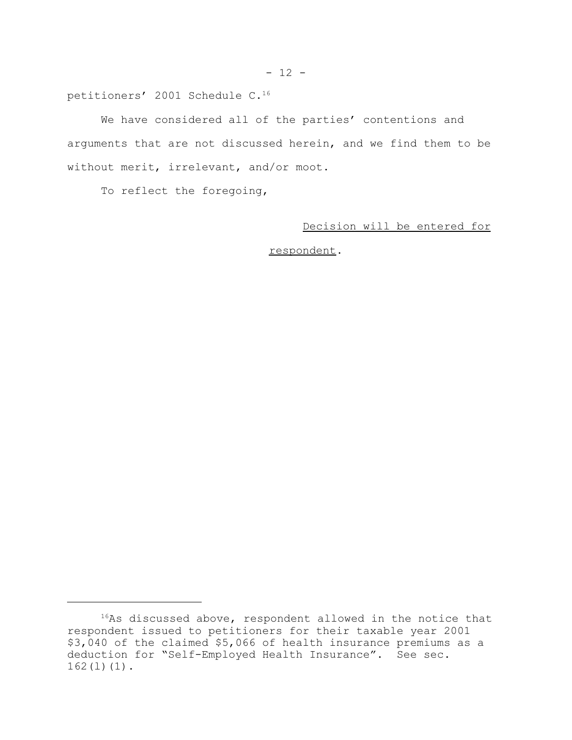petitioners' 2001 Schedule C.[16]

We have considered all of the parties' contentions and arguments that are not discussed herein, and we find them to be without merit, irrelevant, and/or moot.

To reflect the foregoing,

Decision will be entered for respondent.

---

[16]As discussed above, respondent allowed in the notice that respondent issued to petitioners for their taxable year 2001 $3,040 of the claimed $5,066 of health insurance premiums as a deduction for "Self-Employed Health Insurance". See sec. 162(l)(1).